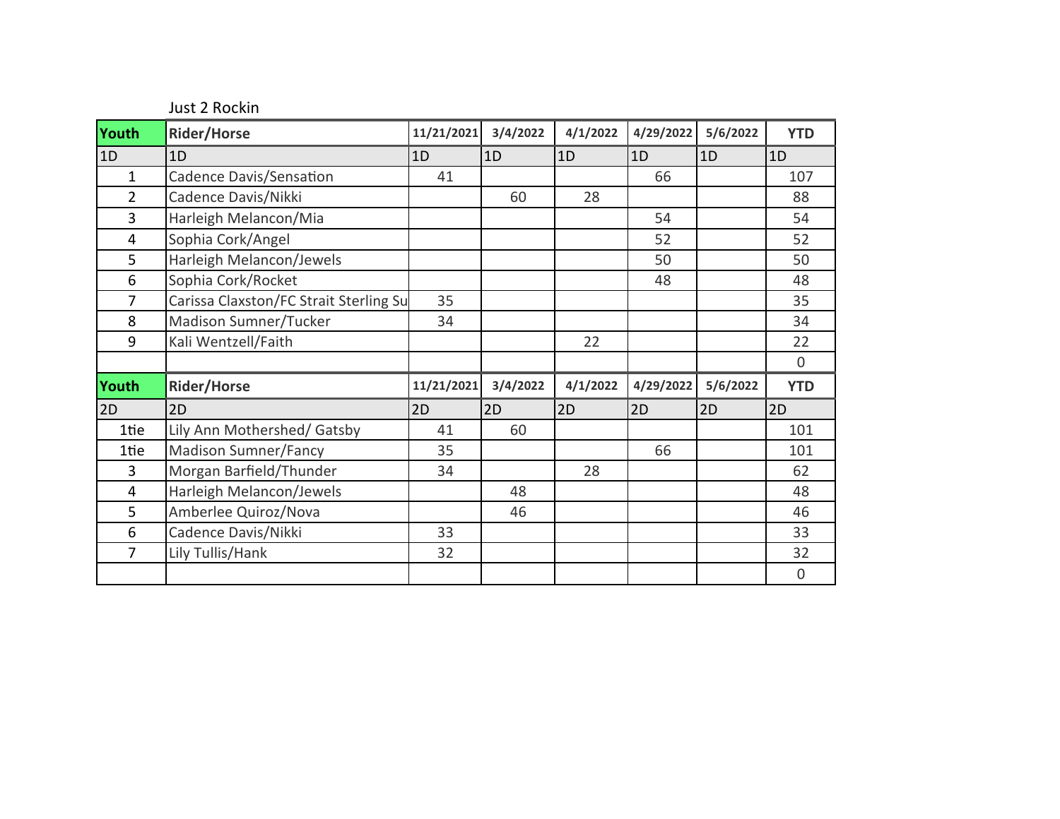Just 2 Rockin

| Youth | Rider/Horse | 11/21/2021 | 3/4/2022 | 4/1/2022 | 4/29/2022 | 5/6/2022 | YTD |
|---|---|---|---|---|---|---|---|
| 1D | 1D | 1D | 1D | 1D | 1D | 1D | 1D |
| 1 | Cadence Davis/Sensation | 41 | | | 66 | | 107 |
| 2 | Cadence Davis/Nikki | | 60 | 28 | | | 88 |
| 3 | Harleigh Melancon/Mia | | | | 54 | | 54 |
| 4 | Sophia Cork/Angel | | | | 52 | | 52 |
| 5 | Harleigh Melancon/Jewels | | | | 50 | | 50 |
| 6 | Sophia Cork/Rocket | | | | 48 | | 48 |
| 7 | Carissa Claxston/FC Strait Sterling Su | 35 | | | | | 35 |
| 8 | Madison Sumner/Tucker | 34 | | | | | 34 |
| 9 | Kali Wentzell/Faith | | | 22 | | | 22 |
| | | | | | | | 0 |

| Youth | Rider/Horse | 11/21/2021 | 3/4/2022 | 4/1/2022 | 4/29/2022 | 5/6/2022 | YTD |
|---|---|---|---|---|---|---|---|
| 2D | 2D | 2D | 2D | 2D | 2D | 2D | 2D |
| 1tie | Lily Ann Mothershed/ Gatsby | 41 | 60 | | | | 101 |
| 1tie | Madison Sumner/Fancy | 35 | | | 66 | | 101 |
| 3 | Morgan Barfield/Thunder | 34 | | 28 | | | 62 |
| 4 | Harleigh Melancon/Jewels | | 48 | | | | 48 |
| 5 | Amberlee Quiroz/Nova | | 46 | | | | 46 |
| 6 | Cadence Davis/Nikki | 33 | | | | | 33 |
| 7 | Lily Tullis/Hank | 32 | | | | | 32 |
| | | | | | | | 0 |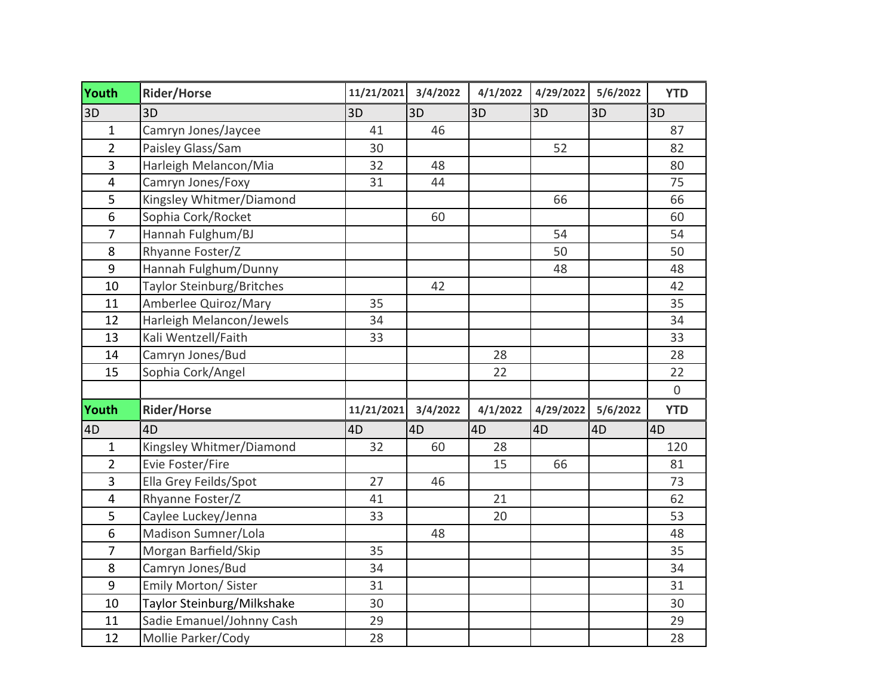| Youth | Rider/Horse | 11/21/2021 | 3/4/2022 | 4/1/2022 | 4/29/2022 | 5/6/2022 | YTD |
|---|---|---|---|---|---|---|---|
| 3D | 3D | 3D | 3D | 3D | 3D | 3D | 3D |
| 1 | Camryn Jones/Jaycee | 41 | 46 | | | | 87 |
| 2 | Paisley Glass/Sam | 30 | | | 52 | | 82 |
| 3 | Harleigh Melancon/Mia | 32 | 48 | | | | 80 |
| 4 | Camryn Jones/Foxy | 31 | 44 | | | | 75 |
| 5 | Kingsley Whitmer/Diamond | | | | 66 | | 66 |
| 6 | Sophia Cork/Rocket | | 60 | | | | 60 |
| 7 | Hannah Fulghum/BJ | | | | 54 | | 54 |
| 8 | Rhyanne Foster/Z | | | | 50 | | 50 |
| 9 | Hannah Fulghum/Dunny | | | | 48 | | 48 |
| 10 | Taylor Steinburg/Britches | | 42 | | | | 42 |
| 11 | Amberlee Quiroz/Mary | 35 | | | | | 35 |
| 12 | Harleigh Melancon/Jewels | 34 | | | | | 34 |
| 13 | Kali Wentzell/Faith | 33 | | | | | 33 |
| 14 | Camryn Jones/Bud | | | 28 | | | 28 |
| 15 | Sophia Cork/Angel | | | 22 | | | 22 |
| | | | | | | | 0 |

| Youth | Rider/Horse | 11/21/2021 | 3/4/2022 | 4/1/2022 | 4/29/2022 | 5/6/2022 | YTD |
|---|---|---|---|---|---|---|---|
| 4D | 4D | 4D | 4D | 4D | 4D | 4D | 4D |
| 1 | Kingsley Whitmer/Diamond | 32 | 60 | 28 | | | 120 |
| 2 | Evie Foster/Fire | | | 15 | 66 | | 81 |
| 3 | Ella Grey Feilds/Spot | 27 | 46 | | | | 73 |
| 4 | Rhyanne Foster/Z | 41 | | 21 | | | 62 |
| 5 | Caylee Luckey/Jenna | 33 | | 20 | | | 53 |
| 6 | Madison Sumner/Lola | | 48 | | | | 48 |
| 7 | Morgan Barfield/Skip | 35 | | | | | 35 |
| 8 | Camryn Jones/Bud | 34 | | | | | 34 |
| 9 | Emily Morton/ Sister | 31 | | | | | 31 |
| 10 | Taylor Steinburg/Milkshake | 30 | | | | | 30 |
| 11 | Sadie Emanuel/Johnny Cash | 29 | | | | | 29 |
| 12 | Mollie Parker/Cody | 28 | | | | | 28 |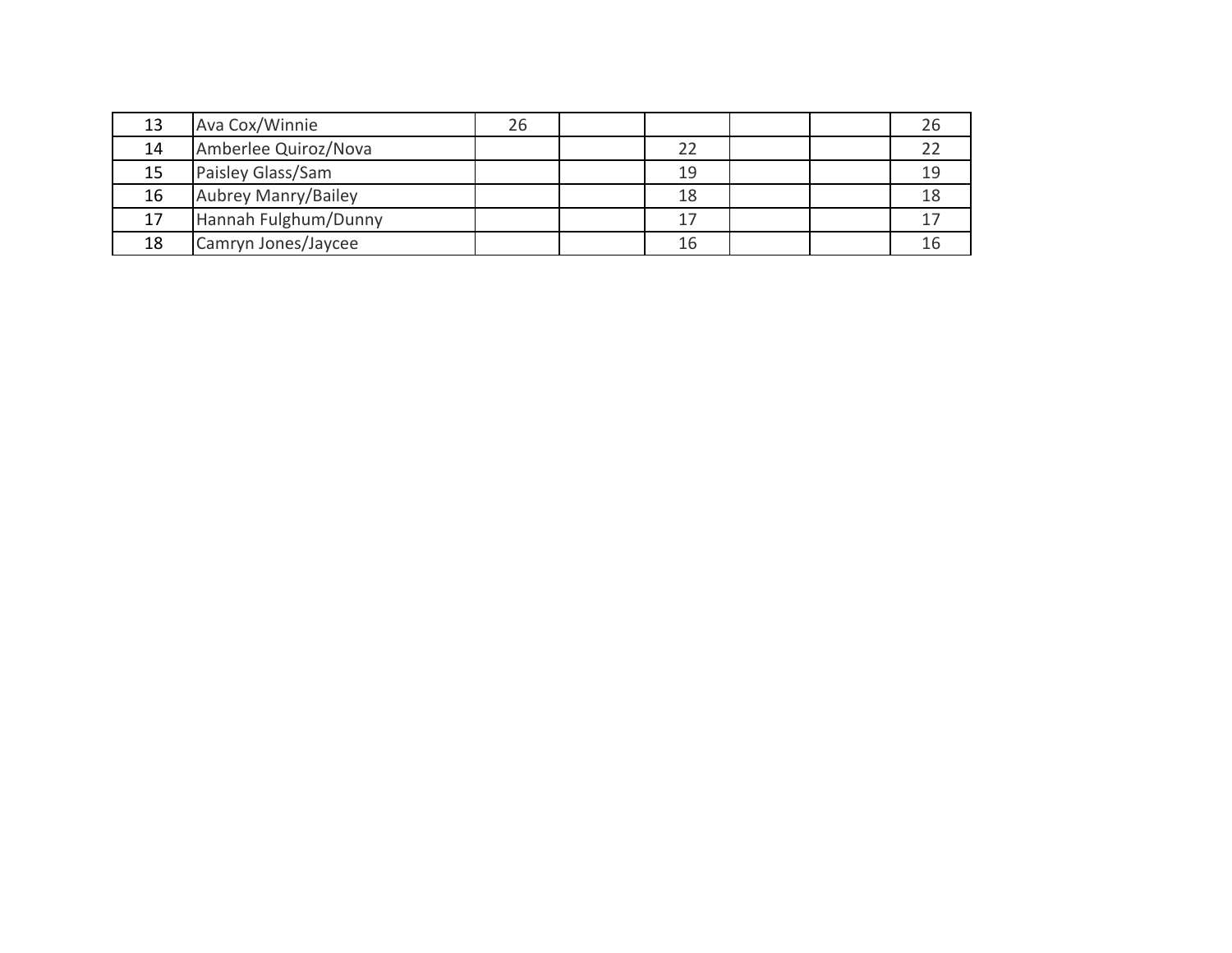| | | | | | | | |
|---|---|---|---|---|---|---|---|
| 13 | Ava Cox/Winnie | 26 | | | | | 26 |
| 14 | Amberlee Quiroz/Nova | | | 22 | | | 22 |
| 15 | Paisley Glass/Sam | | | 19 | | | 19 |
| 16 | Aubrey Manry/Bailey | | | 18 | | | 18 |
| 17 | Hannah Fulghum/Dunny | | | 17 | | | 17 |
| 18 | Camryn Jones/Jaycee | | | 16 | | | 16 |